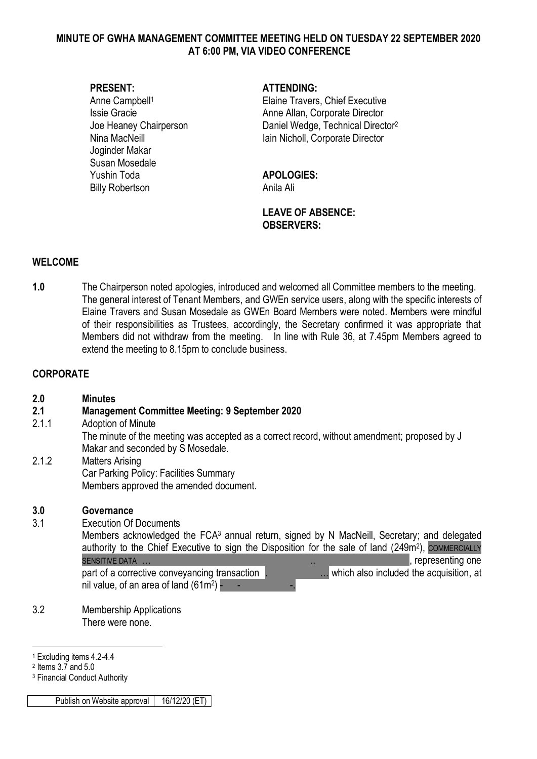# MINUTE OF GWHA MANAGEMENT COMMITTEE MEETING HELD ON TUESDAY 22 SEPTEMBER 2020 AT 6:00 PM, VIA VIDEO CONFERENCE

**PRESENT:**
Anne Campbell[1]
Issie Gracie
Joe Heaney Chairperson
Nina MacNeill
Joginder Makar
Susan Mosedale
Yushin Toda
Billy Robertson

**ATTENDING:**
Elaine Travers, Chief Executive
Anne Allan, Corporate Director
Daniel Wedge, Technical Director[2]
Iain Nicholl, Corporate Director

**APOLOGIES:**
Anila Ali

**LEAVE OF ABSENCE:**
**OBSERVERS:**

## WELCOME

**1.0** The Chairperson noted apologies, introduced and welcomed all Committee members to the meeting. The general interest of Tenant Members, and GWEn service users, along with the specific interests of Elaine Travers and Susan Mosedale as GWEn Board Members were noted. Members were mindful of their responsibilities as Trustees, accordingly, the Secretary confirmed it was appropriate that Members did not withdraw from the meeting. In line with Rule 36, at 7.45pm Members agreed to extend the meeting to 8.15pm to conclude business.

## CORPORATE

**2.0 Minutes**

**2.1 Management Committee Meeting: 9 September 2020**

2.1.1 Adoption of Minute
The minute of the meeting was accepted as a correct record, without amendment; proposed by J Makar and seconded by S Mosedale.

2.1.2 Matters Arising
Car Parking Policy: Facilities Summary
Members approved the amended document.

**3.0 Governance**

3.1 Execution Of Documents
Members acknowledged the FCA[3] annual return, signed by N MacNeill, Secretary; and delegated authority to the Chief Executive to sign the Disposition for the sale of land (249m²), COMMERCIALLY SENSITIVE DATA … .. , representing one part of a corrective conveyancing transaction . … which also included the acquisition, at nil value, of an area of land (61m²) - - -.

3.2 Membership Applications
There were none.

[1] Excluding items 4.2-4.4
[2] Items 3.7 and 5.0
[3] Financial Conduct Authority

| Publish on Website approval | 16/12/20 (ET) |
|---|---|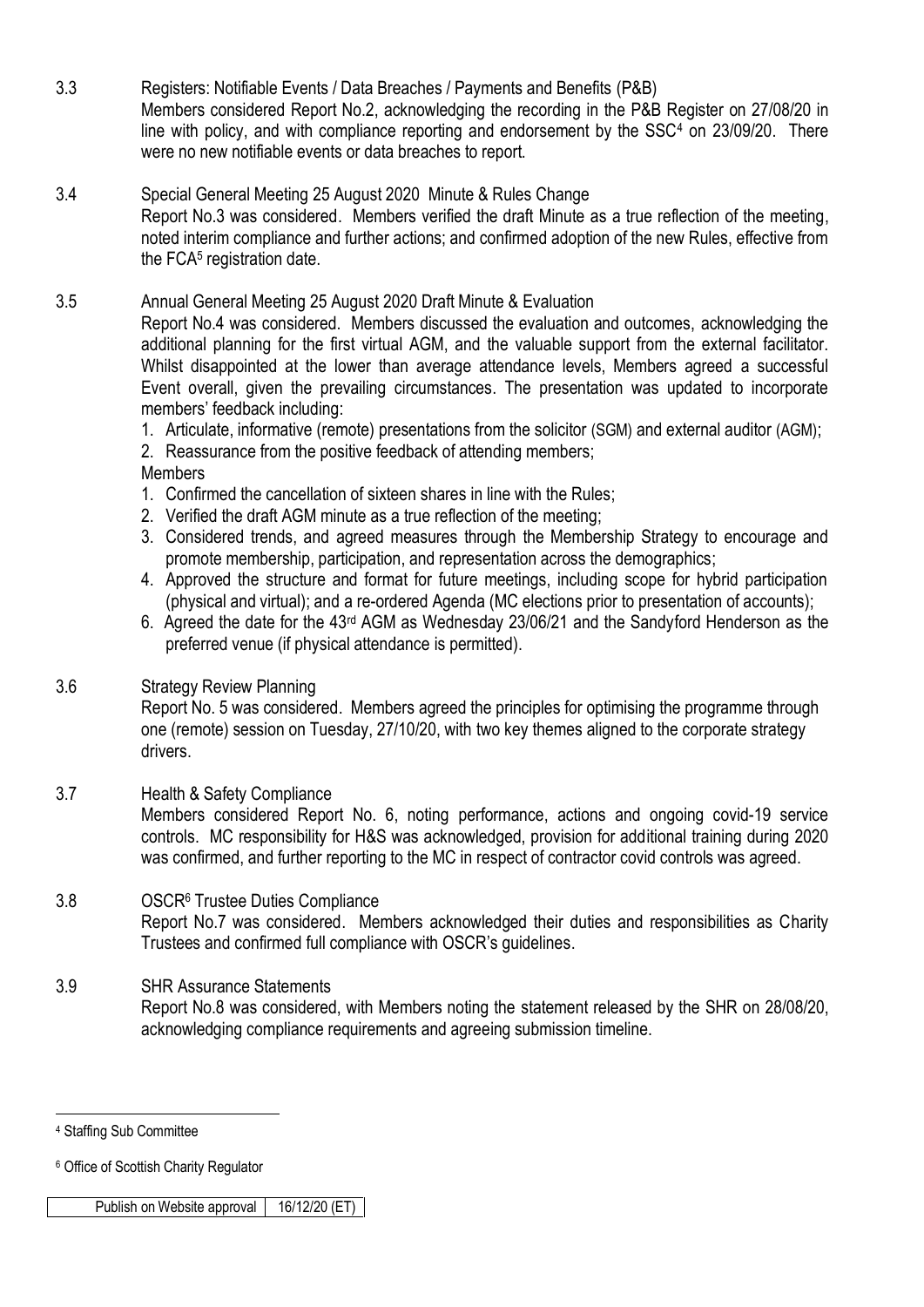3.3 Registers: Notifiable Events / Data Breaches / Payments and Benefits (P&B)

Members considered Report No.2, acknowledging the recording in the P&B Register on 27/08/20 in line with policy, and with compliance reporting and endorsement by the SSC[4] on 23/09/20. There were no new notifiable events or data breaches to report.

3.4 Special General Meeting 25 August 2020 Minute & Rules Change

Report No.3 was considered. Members verified the draft Minute as a true reflection of the meeting, noted interim compliance and further actions; and confirmed adoption of the new Rules, effective from the FCA[5] registration date.

3.5 Annual General Meeting 25 August 2020 Draft Minute & Evaluation

Report No.4 was considered. Members discussed the evaluation and outcomes, acknowledging the additional planning for the first virtual AGM, and the valuable support from the external facilitator. Whilst disappointed at the lower than average attendance levels, Members agreed a successful Event overall, given the prevailing circumstances. The presentation was updated to incorporate members' feedback including:

1. Articulate, informative (remote) presentations from the solicitor (SGM) and external auditor (AGM);
2. Reassurance from the positive feedback of attending members;

Members

1. Confirmed the cancellation of sixteen shares in line with the Rules;
2. Verified the draft AGM minute as a true reflection of the meeting;
3. Considered trends, and agreed measures through the Membership Strategy to encourage and promote membership, participation, and representation across the demographics;
4. Approved the structure and format for future meetings, including scope for hybrid participation (physical and virtual); and a re-ordered Agenda (MC elections prior to presentation of accounts);
6. Agreed the date for the 43rd AGM as Wednesday 23/06/21 and the Sandyford Henderson as the preferred venue (if physical attendance is permitted).

3.6 Strategy Review Planning

Report No. 5 was considered. Members agreed the principles for optimising the programme through one (remote) session on Tuesday, 27/10/20, with two key themes aligned to the corporate strategy drivers.

3.7 Health & Safety Compliance

Members considered Report No. 6, noting performance, actions and ongoing covid-19 service controls. MC responsibility for H&S was acknowledged, provision for additional training during 2020 was confirmed, and further reporting to the MC in respect of contractor covid controls was agreed.

3.8 OSCR[6] Trustee Duties Compliance

Report No.7 was considered. Members acknowledged their duties and responsibilities as Charity Trustees and confirmed full compliance with OSCR's guidelines.

3.9 SHR Assurance Statements

Report No.8 was considered, with Members noting the statement released by the SHR on 28/08/20, acknowledging compliance requirements and agreeing submission timeline.

---

[4] Staffing Sub Committee

[6] Office of Scottish Charity Regulator

| Publish on Website approval | 16/12/20 (ET) |
|---|---|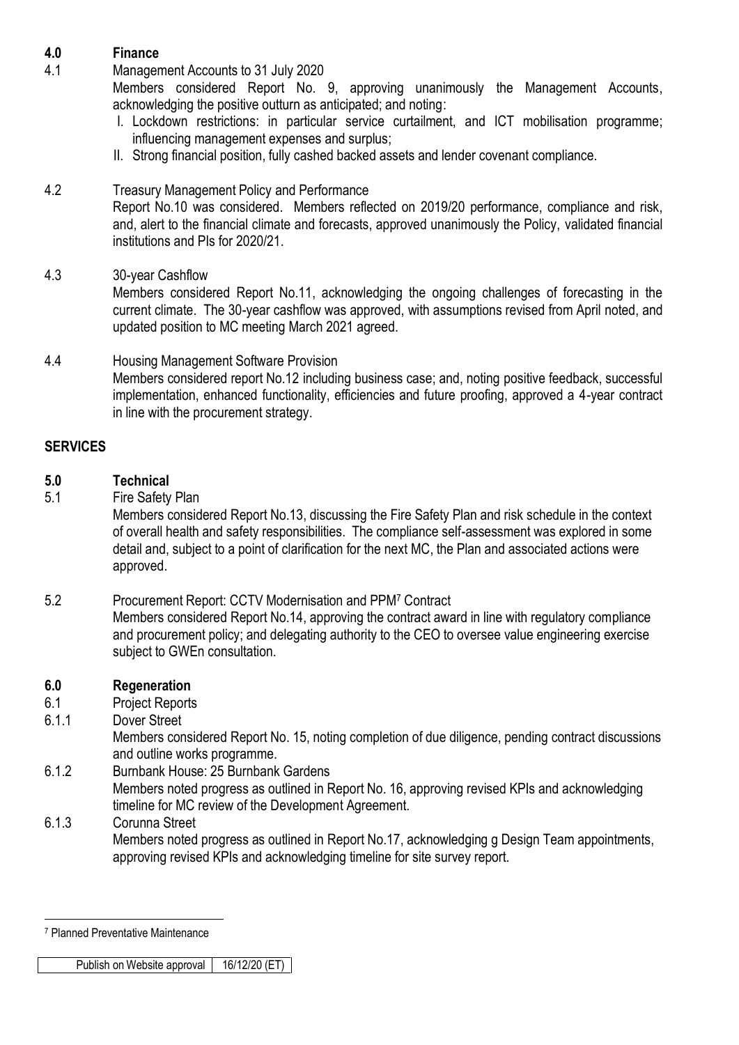## 4.0 Finance

4.1 Management Accounts to 31 July 2020

Members considered Report No. 9, approving unanimously the Management Accounts, acknowledging the positive outturn as anticipated; and noting:

I. Lockdown restrictions: in particular service curtailment, and ICT mobilisation programme; influencing management expenses and surplus;
II. Strong financial position, fully cashed backed assets and lender covenant compliance.

4.2 Treasury Management Policy and Performance

Report No.10 was considered. Members reflected on 2019/20 performance, compliance and risk, and, alert to the financial climate and forecasts, approved unanimously the Policy, validated financial institutions and PIs for 2020/21.

4.3 30-year Cashflow

Members considered Report No.11, acknowledging the ongoing challenges of forecasting in the current climate. The 30-year cashflow was approved, with assumptions revised from April noted, and updated position to MC meeting March 2021 agreed.

4.4 Housing Management Software Provision

Members considered report No.12 including business case; and, noting positive feedback, successful implementation, enhanced functionality, efficiencies and future proofing, approved a 4-year contract in line with the procurement strategy.

**SERVICES**

## 5.0 Technical

5.1 Fire Safety Plan

Members considered Report No.13, discussing the Fire Safety Plan and risk schedule in the context of overall health and safety responsibilities. The compliance self-assessment was explored in some detail and, subject to a point of clarification for the next MC, the Plan and associated actions were approved.

5.2 Procurement Report: CCTV Modernisation and PPM[7] Contract

Members considered Report No.14, approving the contract award in line with regulatory compliance and procurement policy; and delegating authority to the CEO to oversee value engineering exercise subject to GWEn consultation.

## 6.0 Regeneration

6.1 Project Reports

6.1.1 Dover Street

Members considered Report No. 15, noting completion of due diligence, pending contract discussions and outline works programme.

6.1.2 Burnbank House: 25 Burnbank Gardens

Members noted progress as outlined in Report No. 16, approving revised KPIs and acknowledging timeline for MC review of the Development Agreement.

6.1.3 Corunna Street

Members noted progress as outlined in Report No.17, acknowledging g Design Team appointments, approving revised KPIs and acknowledging timeline for site survey report.

[7] Planned Preventative Maintenance

| Publish on Website approval | 16/12/20 (ET) |
|---|---|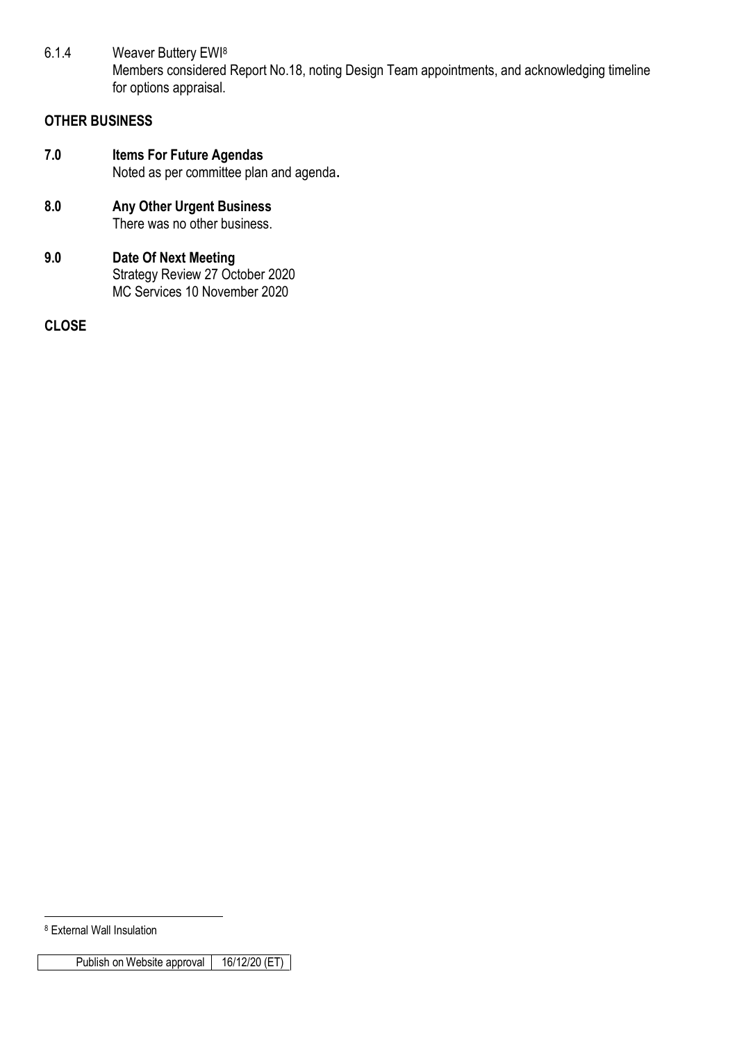6.1.4 Weaver Buttery EWI[8]
Members considered Report No.18, noting Design Team appointments, and acknowledging timeline for options appraisal.

**OTHER BUSINESS**

**7.0 Items For Future Agendas**
Noted as per committee plan and agenda.

**8.0 Any Other Urgent Business**
There was no other business.

**9.0 Date Of Next Meeting**
Strategy Review 27 October 2020
MC Services 10 November 2020

**CLOSE**

[8] External Wall Insulation

| | |
|---|---|
| Publish on Website approval | 16/12/20 (ET) |